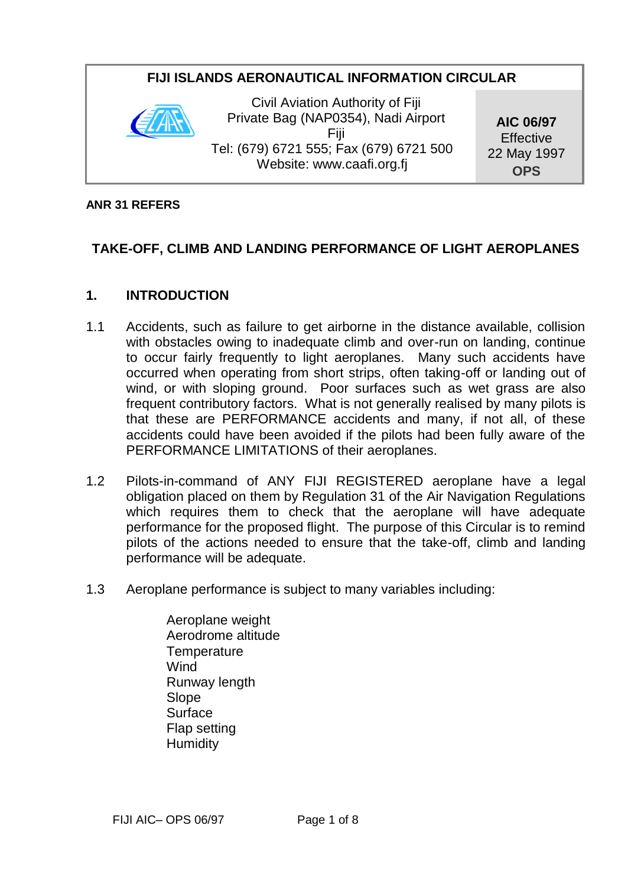**FIJI ISLANDS AERONAUTICAL INFORMATION CIRCULAR**

Civil Aviation Authority of Fiji
Private Bag (NAP0354), Nadi Airport
Fiji
Tel: (679) 6721 555; Fax (679) 6721 500
Website: www.caafi.org.fj

**AIC 06/97**
Effective
22 May 1997
**OPS**

**ANR 31 REFERS**

# TAKE-OFF, CLIMB AND LANDING PERFORMANCE OF LIGHT AEROPLANES

## 1. INTRODUCTION

1.1 Accidents, such as failure to get airborne in the distance available, collision with obstacles owing to inadequate climb and over-run on landing, continue to occur fairly frequently to light aeroplanes. Many such accidents have occurred when operating from short strips, often taking-off or landing out of wind, or with sloping ground. Poor surfaces such as wet grass are also frequent contributory factors. What is not generally realised by many pilots is that these are PERFORMANCE accidents and many, if not all, of these accidents could have been avoided if the pilots had been fully aware of the PERFORMANCE LIMITATIONS of their aeroplanes.

1.2 Pilots-in-command of ANY FIJI REGISTERED aeroplane have a legal obligation placed on them by Regulation 31 of the Air Navigation Regulations which requires them to check that the aeroplane will have adequate performance for the proposed flight. The purpose of this Circular is to remind pilots of the actions needed to ensure that the take-off, climb and landing performance will be adequate.

1.3 Aeroplane performance is subject to many variables including:

Aeroplane weight
Aerodrome altitude
Temperature
Wind
Runway length
Slope
Surface
Flap setting
Humidity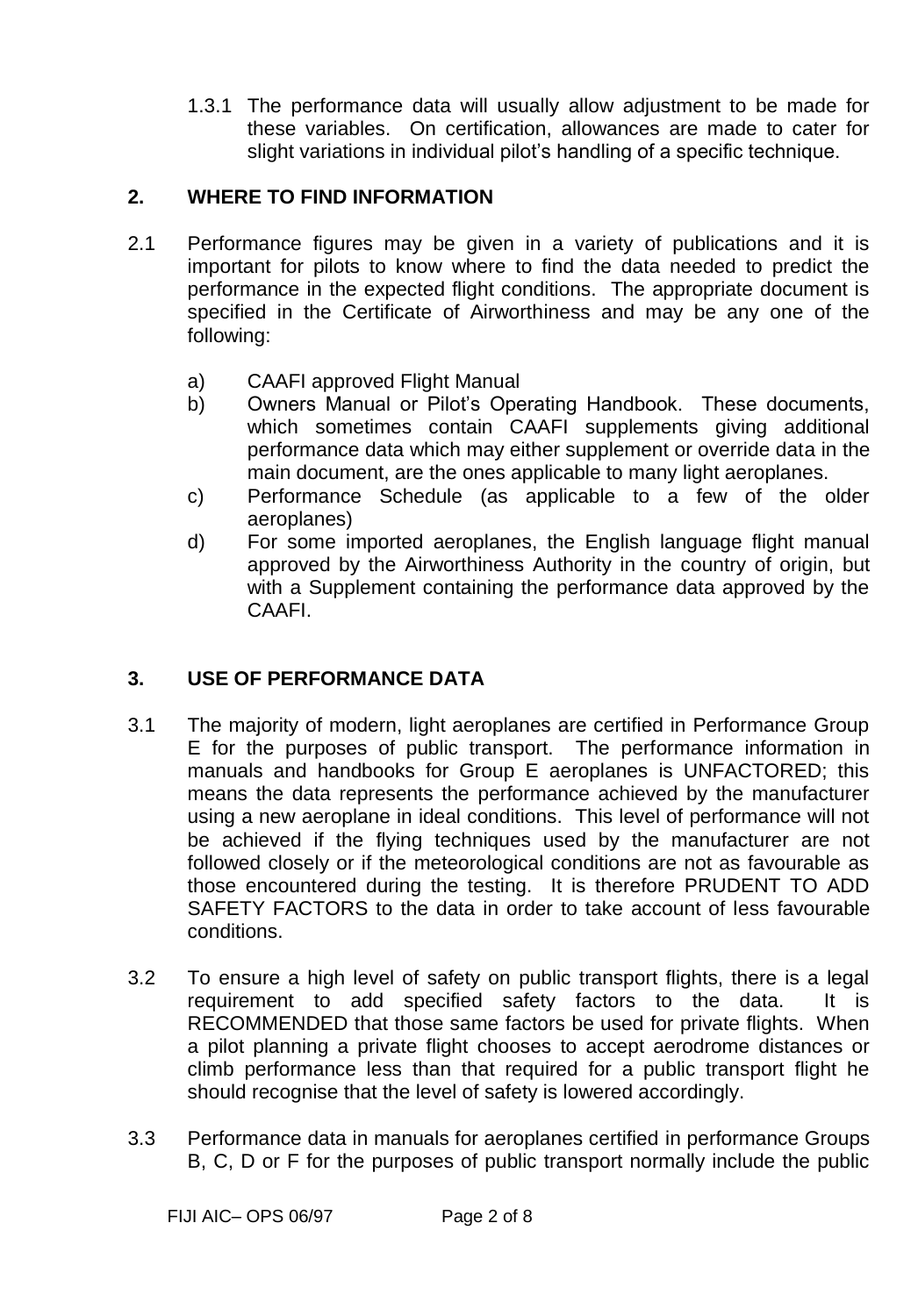1.3.1 The performance data will usually allow adjustment to be made for these variables. On certification, allowances are made to cater for slight variations in individual pilot's handling of a specific technique.

## 2. WHERE TO FIND INFORMATION

2.1 Performance figures may be given in a variety of publications and it is important for pilots to know where to find the data needed to predict the performance in the expected flight conditions. The appropriate document is specified in the Certificate of Airworthiness and may be any one of the following:

a) CAAFI approved Flight Manual
b) Owners Manual or Pilot's Operating Handbook. These documents, which sometimes contain CAAFI supplements giving additional performance data which may either supplement or override data in the main document, are the ones applicable to many light aeroplanes.
c) Performance Schedule (as applicable to a few of the older aeroplanes)
d) For some imported aeroplanes, the English language flight manual approved by the Airworthiness Authority in the country of origin, but with a Supplement containing the performance data approved by the CAAFI.

## 3. USE OF PERFORMANCE DATA

3.1 The majority of modern, light aeroplanes are certified in Performance Group E for the purposes of public transport. The performance information in manuals and handbooks for Group E aeroplanes is UNFACTORED; this means the data represents the performance achieved by the manufacturer using a new aeroplane in ideal conditions. This level of performance will not be achieved if the flying techniques used by the manufacturer are not followed closely or if the meteorological conditions are not as favourable as those encountered during the testing. It is therefore PRUDENT TO ADD SAFETY FACTORS to the data in order to take account of less favourable conditions.

3.2 To ensure a high level of safety on public transport flights, there is a legal requirement to add specified safety factors to the data. It is RECOMMENDED that those same factors be used for private flights. When a pilot planning a private flight chooses to accept aerodrome distances or climb performance less than that required for a public transport flight he should recognise that the level of safety is lowered accordingly.

3.3 Performance data in manuals for aeroplanes certified in performance Groups B, C, D or F for the purposes of public transport normally include the public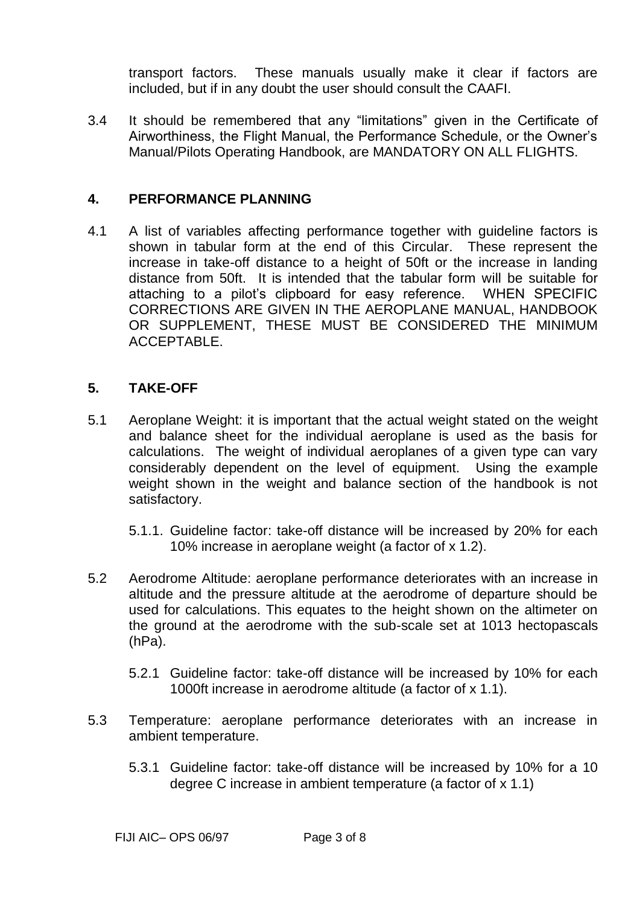transport factors. These manuals usually make it clear if factors are included, but if in any doubt the user should consult the CAAFI.

3.4 It should be remembered that any "limitations" given in the Certificate of Airworthiness, the Flight Manual, the Performance Schedule, or the Owner's Manual/Pilots Operating Handbook, are MANDATORY ON ALL FLIGHTS.

## 4. PERFORMANCE PLANNING

4.1 A list of variables affecting performance together with guideline factors is shown in tabular form at the end of this Circular. These represent the increase in take-off distance to a height of 50ft or the increase in landing distance from 50ft. It is intended that the tabular form will be suitable for attaching to a pilot's clipboard for easy reference. WHEN SPECIFIC CORRECTIONS ARE GIVEN IN THE AEROPLANE MANUAL, HANDBOOK OR SUPPLEMENT, THESE MUST BE CONSIDERED THE MINIMUM ACCEPTABLE.

## 5. TAKE-OFF

5.1 Aeroplane Weight: it is important that the actual weight stated on the weight and balance sheet for the individual aeroplane is used as the basis for calculations. The weight of individual aeroplanes of a given type can vary considerably dependent on the level of equipment. Using the example weight shown in the weight and balance section of the handbook is not satisfactory.

5.1.1. Guideline factor: take-off distance will be increased by 20% for each 10% increase in aeroplane weight (a factor of x 1.2).

5.2 Aerodrome Altitude: aeroplane performance deteriorates with an increase in altitude and the pressure altitude at the aerodrome of departure should be used for calculations. This equates to the height shown on the altimeter on the ground at the aerodrome with the sub-scale set at 1013 hectopascals (hPa).

5.2.1 Guideline factor: take-off distance will be increased by 10% for each 1000ft increase in aerodrome altitude (a factor of x 1.1).

5.3 Temperature: aeroplane performance deteriorates with an increase in ambient temperature.

5.3.1 Guideline factor: take-off distance will be increased by 10% for a 10 degree C increase in ambient temperature (a factor of x 1.1)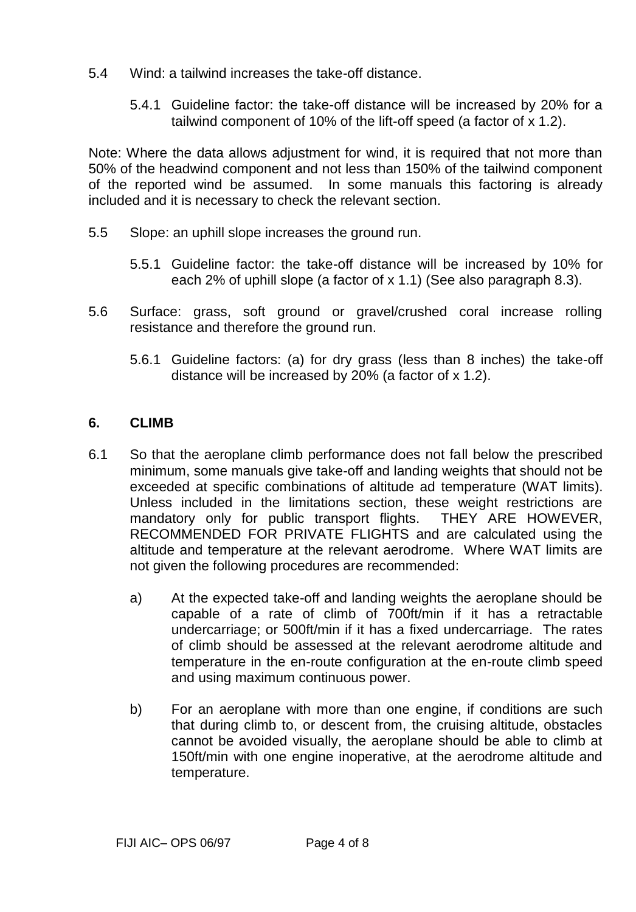5.4 Wind: a tailwind increases the take-off distance.

5.4.1 Guideline factor: the take-off distance will be increased by 20% for a tailwind component of 10% of the lift-off speed (a factor of x 1.2).

Note: Where the data allows adjustment for wind, it is required that not more than 50% of the headwind component and not less than 150% of the tailwind component of the reported wind be assumed. In some manuals this factoring is already included and it is necessary to check the relevant section.

5.5 Slope: an uphill slope increases the ground run.

5.5.1 Guideline factor: the take-off distance will be increased by 10% for each 2% of uphill slope (a factor of x 1.1) (See also paragraph 8.3).

5.6 Surface: grass, soft ground or gravel/crushed coral increase rolling resistance and therefore the ground run.

5.6.1 Guideline factors: (a) for dry grass (less than 8 inches) the take-off distance will be increased by 20% (a factor of x 1.2).

## 6. CLIMB

6.1 So that the aeroplane climb performance does not fall below the prescribed minimum, some manuals give take-off and landing weights that should not be exceeded at specific combinations of altitude ad temperature (WAT limits). Unless included in the limitations section, these weight restrictions are mandatory only for public transport flights. THEY ARE HOWEVER, RECOMMENDED FOR PRIVATE FLIGHTS and are calculated using the altitude and temperature at the relevant aerodrome. Where WAT limits are not given the following procedures are recommended:

a) At the expected take-off and landing weights the aeroplane should be capable of a rate of climb of 700ft/min if it has a retractable undercarriage; or 500ft/min if it has a fixed undercarriage. The rates of climb should be assessed at the relevant aerodrome altitude and temperature in the en-route configuration at the en-route climb speed and using maximum continuous power.

b) For an aeroplane with more than one engine, if conditions are such that during climb to, or descent from, the cruising altitude, obstacles cannot be avoided visually, the aeroplane should be able to climb at 150ft/min with one engine inoperative, at the aerodrome altitude and temperature.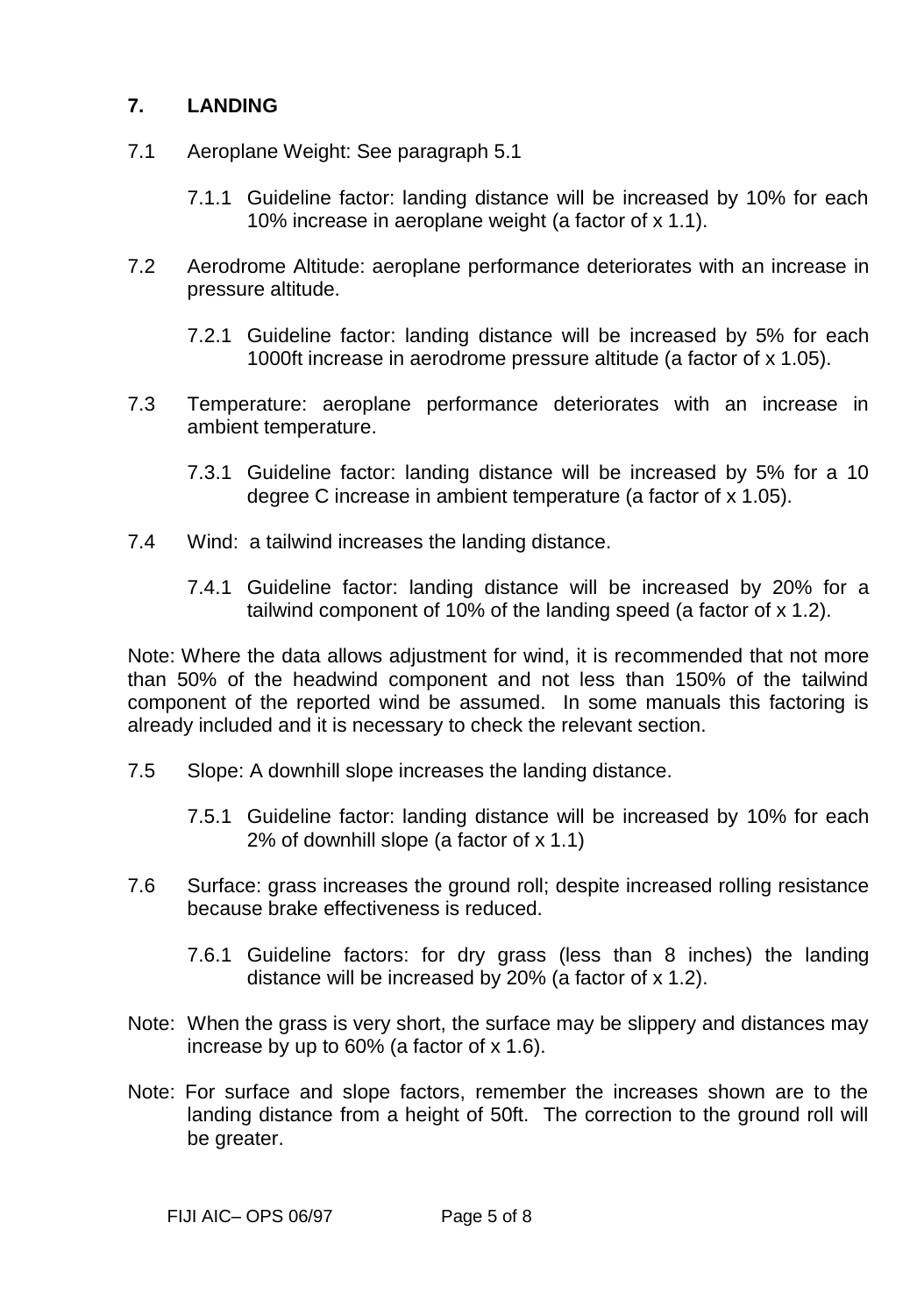## 7. LANDING

7.1 Aeroplane Weight: See paragraph 5.1

7.1.1 Guideline factor: landing distance will be increased by 10% for each 10% increase in aeroplane weight (a factor of x 1.1).

7.2 Aerodrome Altitude: aeroplane performance deteriorates with an increase in pressure altitude.

7.2.1 Guideline factor: landing distance will be increased by 5% for each 1000ft increase in aerodrome pressure altitude (a factor of x 1.05).

7.3 Temperature: aeroplane performance deteriorates with an increase in ambient temperature.

7.3.1 Guideline factor: landing distance will be increased by 5% for a 10 degree C increase in ambient temperature (a factor of x 1.05).

7.4 Wind: a tailwind increases the landing distance.

7.4.1 Guideline factor: landing distance will be increased by 20% for a tailwind component of 10% of the landing speed (a factor of x 1.2).

Note: Where the data allows adjustment for wind, it is recommended that not more than 50% of the headwind component and not less than 150% of the tailwind component of the reported wind be assumed. In some manuals this factoring is already included and it is necessary to check the relevant section.

7.5 Slope: A downhill slope increases the landing distance.

7.5.1 Guideline factor: landing distance will be increased by 10% for each 2% of downhill slope (a factor of x 1.1)

7.6 Surface: grass increases the ground roll; despite increased rolling resistance because brake effectiveness is reduced.

7.6.1 Guideline factors: for dry grass (less than 8 inches) the landing distance will be increased by 20% (a factor of x 1.2).

Note: When the grass is very short, the surface may be slippery and distances may increase by up to 60% (a factor of x 1.6).

Note: For surface and slope factors, remember the increases shown are to the landing distance from a height of 50ft. The correction to the ground roll will be greater.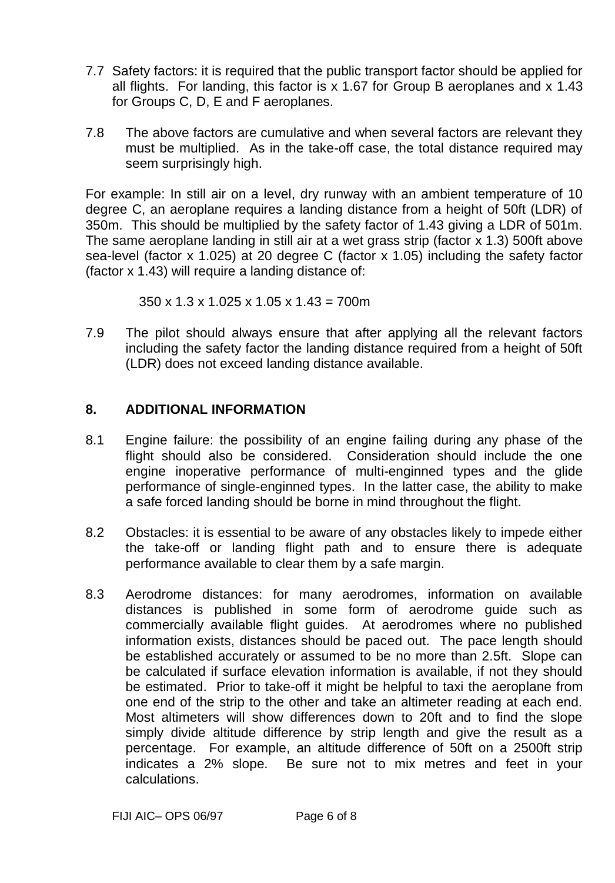7.7 Safety factors: it is required that the public transport factor should be applied for all flights. For landing, this factor is x 1.67 for Group B aeroplanes and x 1.43 for Groups C, D, E and F aeroplanes.

7.8 The above factors are cumulative and when several factors are relevant they must be multiplied. As in the take-off case, the total distance required may seem surprisingly high.

For example: In still air on a level, dry runway with an ambient temperature of 10 degree C, an aeroplane requires a landing distance from a height of 50ft (LDR) of 350m. This should be multiplied by the safety factor of 1.43 giving a LDR of 501m. The same aeroplane landing in still air at a wet grass strip (factor x 1.3) 500ft above sea-level (factor x 1.025) at 20 degree C (factor x 1.05) including the safety factor (factor x 1.43) will require a landing distance of:

$$350 \times 1.3 \times 1.025 \times 1.05 \times 1.43 = 700\text{m}$$

7.9 The pilot should always ensure that after applying all the relevant factors including the safety factor the landing distance required from a height of 50ft (LDR) does not exceed landing distance available.

## 8. ADDITIONAL INFORMATION

8.1 Engine failure: the possibility of an engine failing during any phase of the flight should also be considered. Consideration should include the one engine inoperative performance of multi-enginned types and the glide performance of single-enginned types. In the latter case, the ability to make a safe forced landing should be borne in mind throughout the flight.

8.2 Obstacles: it is essential to be aware of any obstacles likely to impede either the take-off or landing flight path and to ensure there is adequate performance available to clear them by a safe margin.

8.3 Aerodrome distances: for many aerodromes, information on available distances is published in some form of aerodrome guide such as commercially available flight guides. At aerodromes where no published information exists, distances should be paced out. The pace length should be established accurately or assumed to be no more than 2.5ft. Slope can be calculated if surface elevation information is available, if not they should be estimated. Prior to take-off it might be helpful to taxi the aeroplane from one end of the strip to the other and take an altimeter reading at each end. Most altimeters will show differences down to 20ft and to find the slope simply divide altitude difference by strip length and give the result as a percentage. For example, an altitude difference of 50ft on a 2500ft strip indicates a 2% slope. Be sure not to mix metres and feet in your calculations.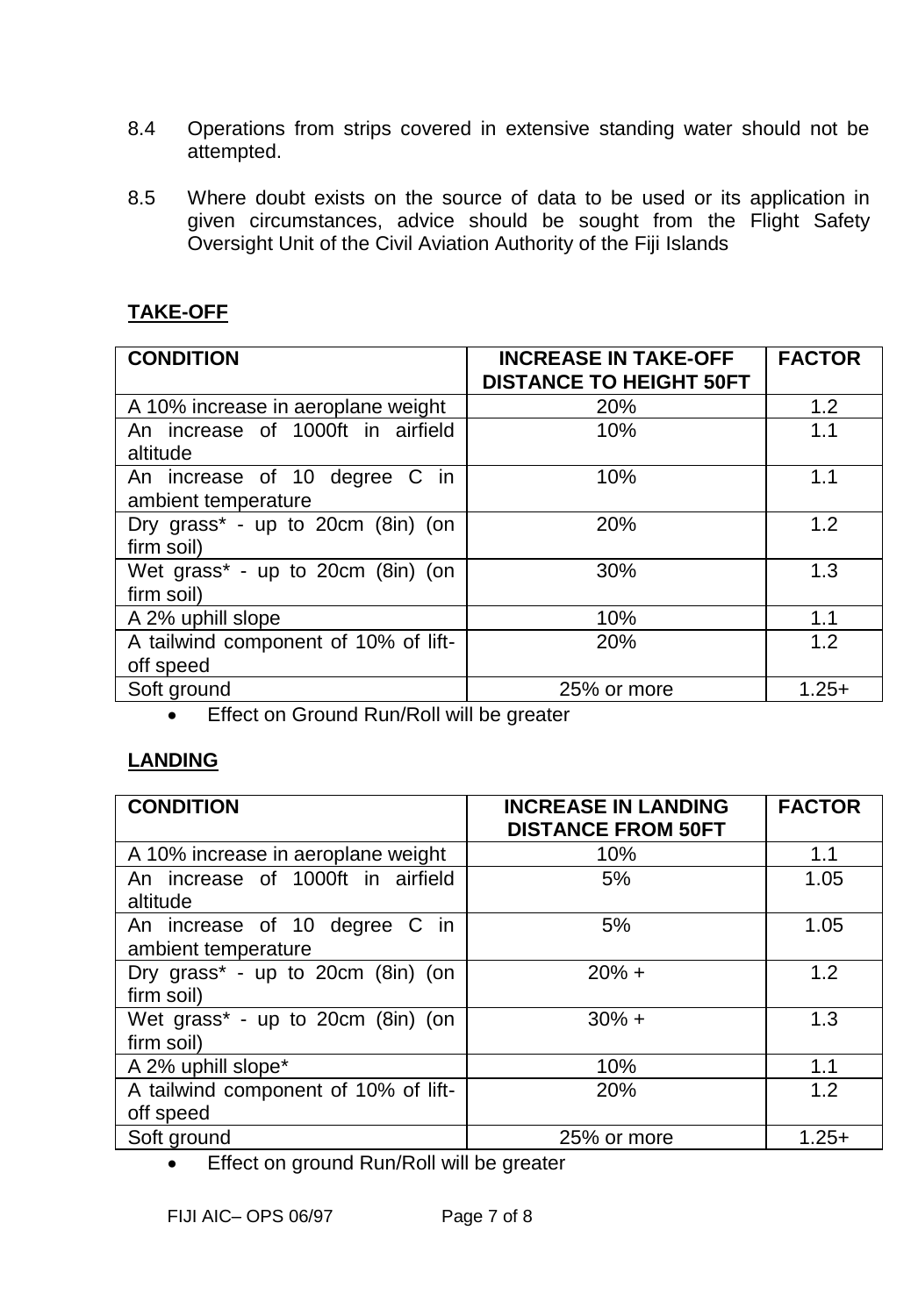8.4 Operations from strips covered in extensive standing water should not be attempted.

8.5 Where doubt exists on the source of data to be used or its application in given circumstances, advice should be sought from the Flight Safety Oversight Unit of the Civil Aviation Authority of the Fiji Islands

## TAKE-OFF

| CONDITION | INCREASE IN TAKE-OFF DISTANCE TO HEIGHT 50FT | FACTOR |
|---|---|---|
| A 10% increase in aeroplane weight | 20% | 1.2 |
| An increase of 1000ft in airfield altitude | 10% | 1.1 |
| An increase of 10 degree C in ambient temperature | 10% | 1.1 |
| Dry grass* - up to 20cm (8in) (on firm soil) | 20% | 1.2 |
| Wet grass* - up to 20cm (8in) (on firm soil) | 30% | 1.3 |
| A 2% uphill slope | 10% | 1.1 |
| A tailwind component of 10% of lift-off speed | 20% | 1.2 |
| Soft ground | 25% or more | 1.25+ |

- Effect on Ground Run/Roll will be greater

## LANDING

| CONDITION | INCREASE IN LANDING DISTANCE FROM 50FT | FACTOR |
|---|---|---|
| A 10% increase in aeroplane weight | 10% | 1.1 |
| An increase of 1000ft in airfield altitude | 5% | 1.05 |
| An increase of 10 degree C in ambient temperature | 5% | 1.05 |
| Dry grass* - up to 20cm (8in) (on firm soil) | 20% + | 1.2 |
| Wet grass* - up to 20cm (8in) (on firm soil) | 30% + | 1.3 |
| A 2% uphill slope* | 10% | 1.1 |
| A tailwind component of 10% of lift-off speed | 20% | 1.2 |
| Soft ground | 25% or more | 1.25+ |

- Effect on ground Run/Roll will be greater

FIJI AIC– OPS 06/97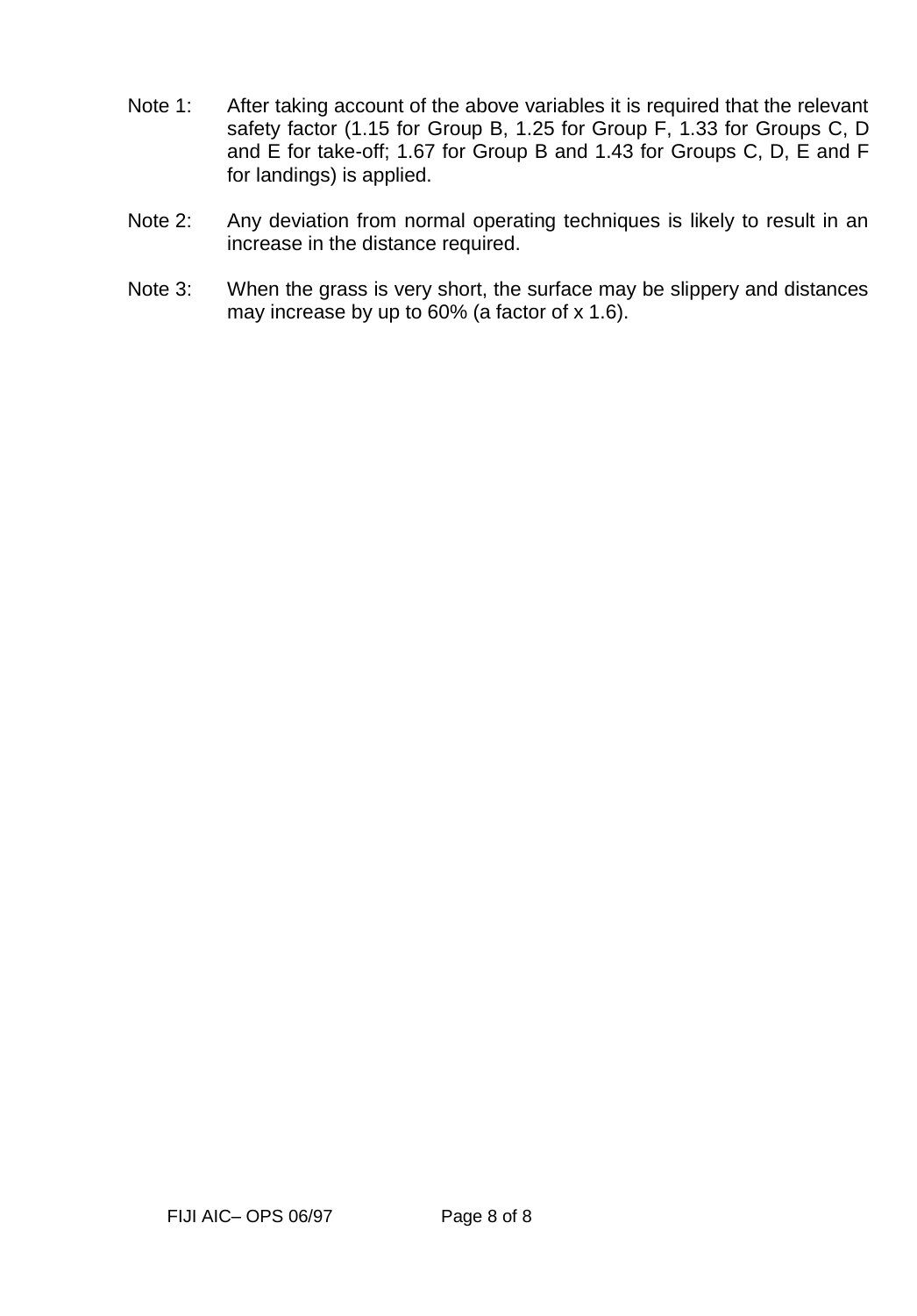Note 1: After taking account of the above variables it is required that the relevant safety factor (1.15 for Group B, 1.25 for Group F, 1.33 for Groups C, D and E for take-off; 1.67 for Group B and 1.43 for Groups C, D, E and F for landings) is applied.

Note 2: Any deviation from normal operating techniques is likely to result in an increase in the distance required.

Note 3: When the grass is very short, the surface may be slippery and distances may increase by up to 60% (a factor of x 1.6).